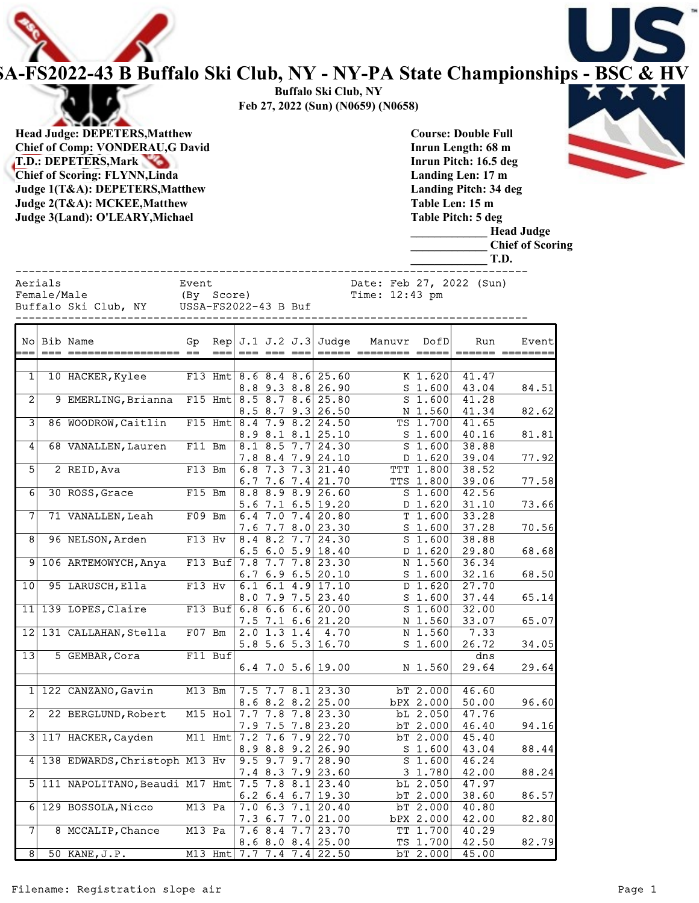# SA-FS2022-43 B Buffalo Ski Club, NY - NY-PA State Championships - BSC & HV

Buffalo Ski Club, NY
Feb 27, 2022 (Sun) (N0659) (N0658)

**Head Judge: DEPETERS,Matthew**
**Chief of Comp: VONDERAU,G David**
**T.D.: DEPETERS,Mark**
**Chief of Scoring: FLYNN,Linda**
**Judge 1(T&A): DEPETERS,Matthew**
**Judge 2(T&A): MCKEE,Matthew**
**Judge 3(Land): O'LEARY,Michael**

**Course: Double Full**
**Inrun Length: 68 m**
**Inrun Pitch: 16.5 deg**
**Landing Len: 17 m**
**Landing Pitch: 34 deg**
**Table Len: 15 m**
**Table Pitch: 5 deg**
____________ **Head Judge**
____________ **Chief of Scoring**
____________ **T.D.**

```
Aerials                  Event                    Date: Feb 27, 2022 (Sun)
Female/Male              (By  Score)              Time: 12:43 pm
Buffalo Ski Club, NY     USSA-FS2022-43 B Buf
```

| No | Bib | Name | Gp | Rep | J.1 | J.2 | J.3 | Judge | Manuvr | DofD | Run | Event |
|---|---|---|---|---|---|---|---|---|---|---|---|---|
| 1 | 10 | HACKER,Kylee | F13 | Hmt | 8.6 | 8.4 | 8.6 | 25.60 | K | 1.620 | 41.47 | |
| | | | | | 8.8 | 9.3 | 8.8 | 26.90 | S | 1.600 | 43.04 | 84.51 |
| 2 | 9 | EMERLING,Brianna | F15 | Hmt | 8.5 | 8.7 | 8.6 | 25.80 | S | 1.600 | 41.28 | |
| | | | | | 8.5 | 8.7 | 9.3 | 26.50 | N | 1.560 | 41.34 | 82.62 |
| 3 | 86 | WOODROW,Caitlin | F15 | Hmt | 8.4 | 7.9 | 8.2 | 24.50 | TS | 1.700 | 41.65 | |
| | | | | | 8.9 | 8.1 | 8.1 | 25.10 | S | 1.600 | 40.16 | 81.81 |
| 4 | 68 | VANALLEN,Lauren | F11 | Bm | 8.1 | 8.5 | 7.7 | 24.30 | S | 1.600 | 38.88 | |
| | | | | | 7.8 | 8.4 | 7.9 | 24.10 | D | 1.620 | 39.04 | 77.92 |
| 5 | 2 | REID,Ava | F13 | Bm | 6.8 | 7.3 | 7.3 | 21.40 | TTT | 1.800 | 38.52 | |
| | | | | | 6.7 | 7.6 | 7.4 | 21.70 | TTS | 1.800 | 39.06 | 77.58 |
| 6 | 30 | ROSS,Grace | F15 | Bm | 8.8 | 8.9 | 8.9 | 26.60 | S | 1.600 | 42.56 | |
| | | | | | 5.6 | 7.1 | 6.5 | 19.20 | D | 1.620 | 31.10 | 73.66 |
| 7 | 71 | VANALLEN,Leah | F09 | Bm | 6.4 | 7.0 | 7.4 | 20.80 | T | 1.600 | 33.28 | |
| | | | | | 7.6 | 7.7 | 8.0 | 23.30 | S | 1.600 | 37.28 | 70.56 |
| 8 | 96 | NELSON,Arden | F13 | Hv | 8.4 | 8.2 | 7.7 | 24.30 | S | 1.600 | 38.88 | |
| | | | | | 6.5 | 6.0 | 5.9 | 18.40 | D | 1.620 | 29.80 | 68.68 |
| 9 | 106 | ARTEMOWYCH,Anya | F13 | Buf | 7.8 | 7.7 | 7.8 | 23.30 | N | 1.560 | 36.34 | |
| | | | | | 6.7 | 6.9 | 6.5 | 20.10 | S | 1.600 | 32.16 | 68.50 |
| 10 | 95 | LARUSCH,Ella | F13 | Hv | 6.1 | 6.1 | 4.9 | 17.10 | D | 1.620 | 27.70 | |
| | | | | | 8.0 | 7.9 | 7.5 | 23.40 | S | 1.600 | 37.44 | 65.14 |
| 11 | 139 | LOPES,Claire | F13 | Buf | 6.8 | 6.6 | 6.6 | 20.00 | S | 1.600 | 32.00 | |
| | | | | | 7.5 | 7.1 | 6.6 | 21.20 | N | 1.560 | 33.07 | 65.07 |
| 12 | 131 | CALLAHAN,Stella | F07 | Bm | 2.0 | 1.3 | 1.4 | 4.70 | N | 1.560 | 7.33 | |
| | | | | | 5.8 | 5.6 | 5.3 | 16.70 | S | 1.600 | 26.72 | 34.05 |
| 13 | 5 | GEMBAR,Cora | F11 | Buf | | | | | | | dns | |
| | | | | | 6.4 | 7.0 | 5.6 | 19.00 | N | 1.560 | 29.64 | 29.64 |
| | | | | | | | | | | | | |
| 1 | 122 | CANZANO,Gavin | M13 | Bm | 7.5 | 7.7 | 8.1 | 23.30 | bT | 2.000 | 46.60 | |
| | | | | | 8.6 | 8.2 | 8.2 | 25.00 | bPX | 2.000 | 50.00 | 96.60 |
| 2 | 22 | BERGLUND,Robert | M15 | Hol | 7.7 | 7.8 | 7.8 | 23.30 | bL | 2.050 | 47.76 | |
| | | | | | 7.9 | 7.5 | 7.8 | 23.20 | bT | 2.000 | 46.40 | 94.16 |
| 3 | 117 | HACKER,Cayden | M11 | Hmt | 7.2 | 7.6 | 7.9 | 22.70 | bT | 2.000 | 45.40 | |
| | | | | | 8.9 | 8.8 | 9.2 | 26.90 | S | 1.600 | 43.04 | 88.44 |
| 4 | 138 | EDWARDS,Christoph | M13 | Hv | 9.5 | 9.7 | 9.7 | 28.90 | S | 1.600 | 46.24 | |
| | | | | | 7.4 | 8.3 | 7.9 | 23.60 | 3 | 1.780 | 42.00 | 88.24 |
| 5 | 111 | NAPOLITANO,Beaudi | M17 | Hmt | 7.5 | 7.8 | 8.1 | 23.40 | bL | 2.050 | 47.97 | |
| | | | | | 6.2 | 6.4 | 6.7 | 19.30 | bT | 2.000 | 38.60 | 86.57 |
| 6 | 129 | BOSSOLA,Nicco | M13 | Pa | 7.0 | 6.3 | 7.1 | 20.40 | bT | 2.000 | 40.80 | |
| | | | | | 7.3 | 6.7 | 7.0 | 21.00 | bPX | 2.000 | 42.00 | 82.80 |
| 7 | 8 | MCCALIP,Chance | M13 | Pa | 7.6 | 8.4 | 7.7 | 23.70 | TT | 1.700 | 40.29 | |
| | | | | | 8.6 | 8.0 | 8.4 | 25.00 | TS | 1.700 | 42.50 | 82.79 |
| 8 | 50 | KANE,J.P. | M13 | Hmt | 7.7 | 7.4 | 7.4 | 22.50 | bT | 2.000 | 45.00 | |

Filename: Registration slope air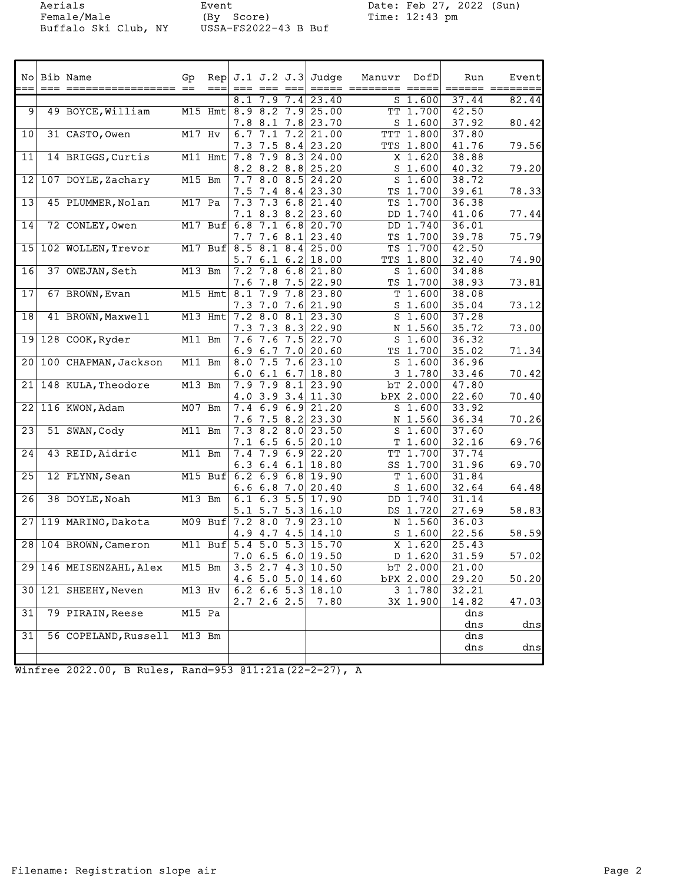Aerials | Event | Date: Feb 27, 2022 (Sun)
Female/Male | (By Score) | Time: 12:43 pm
Buffalo Ski Club, NY | USSA-FS2022-43 B Buf

| No | Bib | Name | Gp | Rep | J.1 | J.2 | J.3 | Judge | Manuvr | DofD | Run | Event |
|---|---|---|---|---|---|---|---|---|---|---|---|---|
| | | | | | 8.1 | 7.9 | 7.4 | 23.40 | S | 1.600 | 37.44 | 82.44 |
| 9 | 49 | BOYCE,William | M15 | Hmt | 8.9 | 8.2 | 7.9 | 25.00 | TT | 1.700 | 42.50 | |
| | | | | | 7.8 | 8.1 | 7.8 | 23.70 | S | 1.600 | 37.92 | 80.42 |
| 10 | 31 | CASTO,Owen | M17 | Hv | 6.7 | 7.1 | 7.2 | 21.00 | TTT | 1.800 | 37.80 | |
| | | | | | 7.3 | 7.5 | 8.4 | 23.20 | TTS | 1.800 | 41.76 | 79.56 |
| 11 | 14 | BRIGGS,Curtis | M11 | Hmt | 7.8 | 7.9 | 8.3 | 24.00 | X | 1.620 | 38.88 | |
| | | | | | 8.2 | 8.2 | 8.8 | 25.20 | S | 1.600 | 40.32 | 79.20 |
| 12 | 107 | DOYLE,Zachary | M15 | Bm | 7.7 | 8.0 | 8.5 | 24.20 | S | 1.600 | 38.72 | |
| | | | | | 7.5 | 7.4 | 8.4 | 23.30 | TS | 1.700 | 39.61 | 78.33 |
| 13 | 45 | PLUMMER,Nolan | M17 | Pa | 7.3 | 7.3 | 6.8 | 21.40 | TS | 1.700 | 36.38 | |
| | | | | | 7.1 | 8.3 | 8.2 | 23.60 | DD | 1.740 | 41.06 | 77.44 |
| 14 | 72 | CONLEY,Owen | M17 | Buf | 6.8 | 7.1 | 6.8 | 20.70 | DD | 1.740 | 36.01 | |
| | | | | | 7.7 | 7.6 | 8.1 | 23.40 | TS | 1.700 | 39.78 | 75.79 |
| 15 | 102 | WOLLEN,Trevor | M17 | Buf | 8.5 | 8.1 | 8.4 | 25.00 | TS | 1.700 | 42.50 | |
| | | | | | 5.7 | 6.1 | 6.2 | 18.00 | TTS | 1.800 | 32.40 | 74.90 |
| 16 | 37 | OWEJAN,Seth | M13 | Bm | 7.2 | 7.8 | 6.8 | 21.80 | S | 1.600 | 34.88 | |
| | | | | | 7.6 | 7.8 | 7.5 | 22.90 | TS | 1.700 | 38.93 | 73.81 |
| 17 | 67 | BROWN,Evan | M15 | Hmt | 8.1 | 7.9 | 7.8 | 23.80 | T | 1.600 | 38.08 | |
| | | | | | 7.3 | 7.0 | 7.6 | 21.90 | S | 1.600 | 35.04 | 73.12 |
| 18 | 41 | BROWN,Maxwell | M13 | Hmt | 7.2 | 8.0 | 8.1 | 23.30 | S | 1.600 | 37.28 | |
| | | | | | 7.3 | 7.3 | 8.3 | 22.90 | N | 1.560 | 35.72 | 73.00 |
| 19 | 128 | COOK,Ryder | M11 | Bm | 7.6 | 7.6 | 7.5 | 22.70 | S | 1.600 | 36.32 | |
| | | | | | 6.9 | 6.7 | 7.0 | 20.60 | TS | 1.700 | 35.02 | 71.34 |
| 20 | 100 | CHAPMAN,Jackson | M11 | Bm | 8.0 | 7.5 | 7.6 | 23.10 | S | 1.600 | 36.96 | |
| | | | | | 6.0 | 6.1 | 6.7 | 18.80 | 3 | 1.780 | 33.46 | 70.42 |
| 21 | 148 | KULA,Theodore | M13 | Bm | 7.9 | 7.9 | 8.1 | 23.90 | bT | 2.000 | 47.80 | |
| | | | | | 4.0 | 3.9 | 3.4 | 11.30 | bPX | 2.000 | 22.60 | 70.40 |
| 22 | 116 | KWON,Adam | M07 | Bm | 7.4 | 6.9 | 6.9 | 21.20 | S | 1.600 | 33.92 | |
| | | | | | 7.6 | 7.5 | 8.2 | 23.30 | N | 1.560 | 36.34 | 70.26 |
| 23 | 51 | SWAN,Cody | M11 | Bm | 7.3 | 8.2 | 8.0 | 23.50 | S | 1.600 | 37.60 | |
| | | | | | 7.1 | 6.5 | 6.5 | 20.10 | T | 1.600 | 32.16 | 69.76 |
| 24 | 43 | REID,Aidric | M11 | Bm | 7.4 | 7.9 | 6.9 | 22.20 | TT | 1.700 | 37.74 | |
| | | | | | 6.3 | 6.4 | 6.1 | 18.80 | SS | 1.700 | 31.96 | 69.70 |
| 25 | 12 | FLYNN,Sean | M15 | Buf | 6.2 | 6.9 | 6.8 | 19.90 | T | 1.600 | 31.84 | |
| | | | | | 6.6 | 6.8 | 7.0 | 20.40 | S | 1.600 | 32.64 | 64.48 |
| 26 | 38 | DOYLE,Noah | M13 | Bm | 6.1 | 6.3 | 5.5 | 17.90 | DD | 1.740 | 31.14 | |
| | | | | | 5.1 | 5.7 | 5.3 | 16.10 | DS | 1.720 | 27.69 | 58.83 |
| 27 | 119 | MARINO,Dakota | M09 | Buf | 7.2 | 8.0 | 7.9 | 23.10 | N | 1.560 | 36.03 | |
| | | | | | 4.9 | 4.7 | 4.5 | 14.10 | S | 1.600 | 22.56 | 58.59 |
| 28 | 104 | BROWN,Cameron | M11 | Buf | 5.4 | 5.0 | 5.3 | 15.70 | X | 1.620 | 25.43 | |
| | | | | | 7.0 | 6.5 | 6.0 | 19.50 | D | 1.620 | 31.59 | 57.02 |
| 29 | 146 | MEISENZAHL,Alex | M15 | Bm | 3.5 | 2.7 | 4.3 | 10.50 | bT | 2.000 | 21.00 | |
| | | | | | 4.6 | 5.0 | 5.0 | 14.60 | bPX | 2.000 | 29.20 | 50.20 |
| 30 | 121 | SHEEHY,Neven | M13 | Hv | 6.2 | 6.6 | 5.3 | 18.10 | 3 | 1.780 | 32.21 | |
| | | | | | 2.7 | 2.6 | 2.5 | 7.80 | 3X | 1.900 | 14.82 | 47.03 |
| 31 | 79 | PIRAIN,Reese | M15 | Pa | | | | | | | dns | |
| | | | | | | | | | | | dns | dns |
| 31 | 56 | COPELAND,Russell | M13 | Bm | | | | | | | dns | |
| | | | | | | | | | | | dns | dns |

Winfree 2022.00, B Rules, Rand=953 @11:21a(22-2-27), A

Filename: Registration slope air